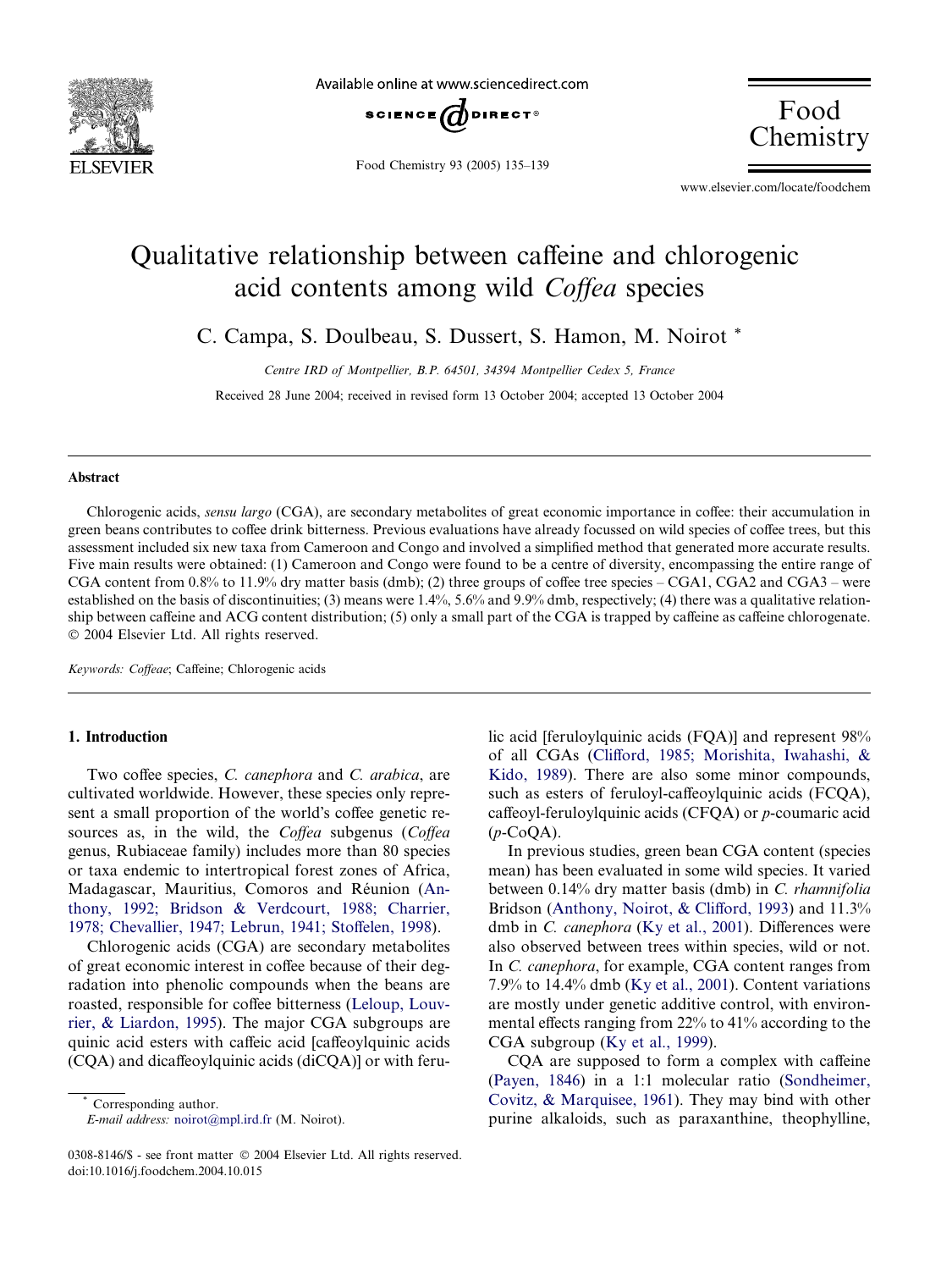# Qualitative relationship between caffeine and chlorogenic acid contents among wild *Coffea* species

C. Campa, S. Doulbeau, S. Dussert, S. Hamon, M. Noirot *

*Centre IRD of Montpellier, B.P. 64501, 34394 Montpellier Cedex 5, France*

Received 28 June 2004; received in revised form 13 October 2004; accepted 13 October 2004

## Abstract

Chlorogenic acids, *sensu largo* (CGA), are secondary metabolites of great economic importance in coffee: their accumulation in green beans contributes to coffee drink bitterness. Previous evaluations have already focussed on wild species of coffee trees, but this assessment included six new taxa from Cameroon and Congo and involved a simplified method that generated more accurate results. Five main results were obtained: (1) Cameroon and Congo were found to be a centre of diversity, encompassing the entire range of CGA content from 0.8% to 11.9% dry matter basis (dmb); (2) three groups of coffee tree species – CGA1, CGA2 and CGA3 – were established on the basis of discontinuities; (3) means were 1.4%, 5.6% and 9.9% dmb, respectively; (4) there was a qualitative relationship between caffeine and ACG content distribution; (5) only a small part of the CGA is trapped by caffeine as caffeine chlorogenate.
© 2004 Elsevier Ltd. All rights reserved.

*Keywords:* *Coffeae*; Caffeine; Chlorogenic acids

## 1. Introduction

Two coffee species, *C. canephora* and *C. arabica*, are cultivated worldwide. However, these species only represent a small proportion of the world's coffee genetic resources as, in the wild, the *Coffea* subgenus (*Coffea* genus, Rubiaceae family) includes more than 80 species or taxa endemic to intertropical forest zones of Africa, Madagascar, Mauritius, Comoros and Réunion (Anthony, 1992; Bridson & Verdcourt, 1988; Charrier, 1978; Chevallier, 1947; Lebrun, 1941; Stoffelen, 1998).

Chlorogenic acids (CGA) are secondary metabolites of great economic interest in coffee because of their degradation into phenolic compounds when the beans are roasted, responsible for coffee bitterness (Leloup, Louvrier, & Liardon, 1995). The major CGA subgroups are quinic acid esters with caffeic acid [caffeoylquinic acids (CQA) and dicaffeoylquinic acids (diCQA)] or with ferulic acid [feruloylquinic acids (FQA)] and represent 98% of all CGAs (Clifford, 1985; Morishita, Iwahashi, & Kido, 1989). There are also some minor compounds, such as esters of feruloyl-caffeoylquinic acids (FCQA), caffeoyl-feruloylquinic acids (CFQA) or *p*-coumaric acid (*p*-CoQA).

In previous studies, green bean CGA content (species mean) has been evaluated in some wild species. It varied between 0.14% dry matter basis (dmb) in *C. rhamnifolia* Bridson (Anthony, Noirot, & Clifford, 1993) and 11.3% dmb in *C. canephora* (Ky et al., 2001). Differences were also observed between trees within species, wild or not. In *C. canephora*, for example, CGA content ranges from 7.9% to 14.4% dmb (Ky et al., 2001). Content variations are mostly under genetic additive control, with environmental effects ranging from 22% to 41% according to the CGA subgroup (Ky et al., 1999).

CQA are supposed to form a complex with caffeine (Payen, 1846) in a 1:1 molecular ratio (Sondheimer, Covitz, & Marquisee, 1961). They may bind with other purine alkaloids, such as paraxanthine, theophylline,

\* Corresponding author.
*E-mail address:* noirot@mpl.ird.fr (M. Noirot).

0308-8146/$ - see front matter © 2004 Elsevier Ltd. All rights reserved.
doi:10.1016/j.foodchem.2004.10.015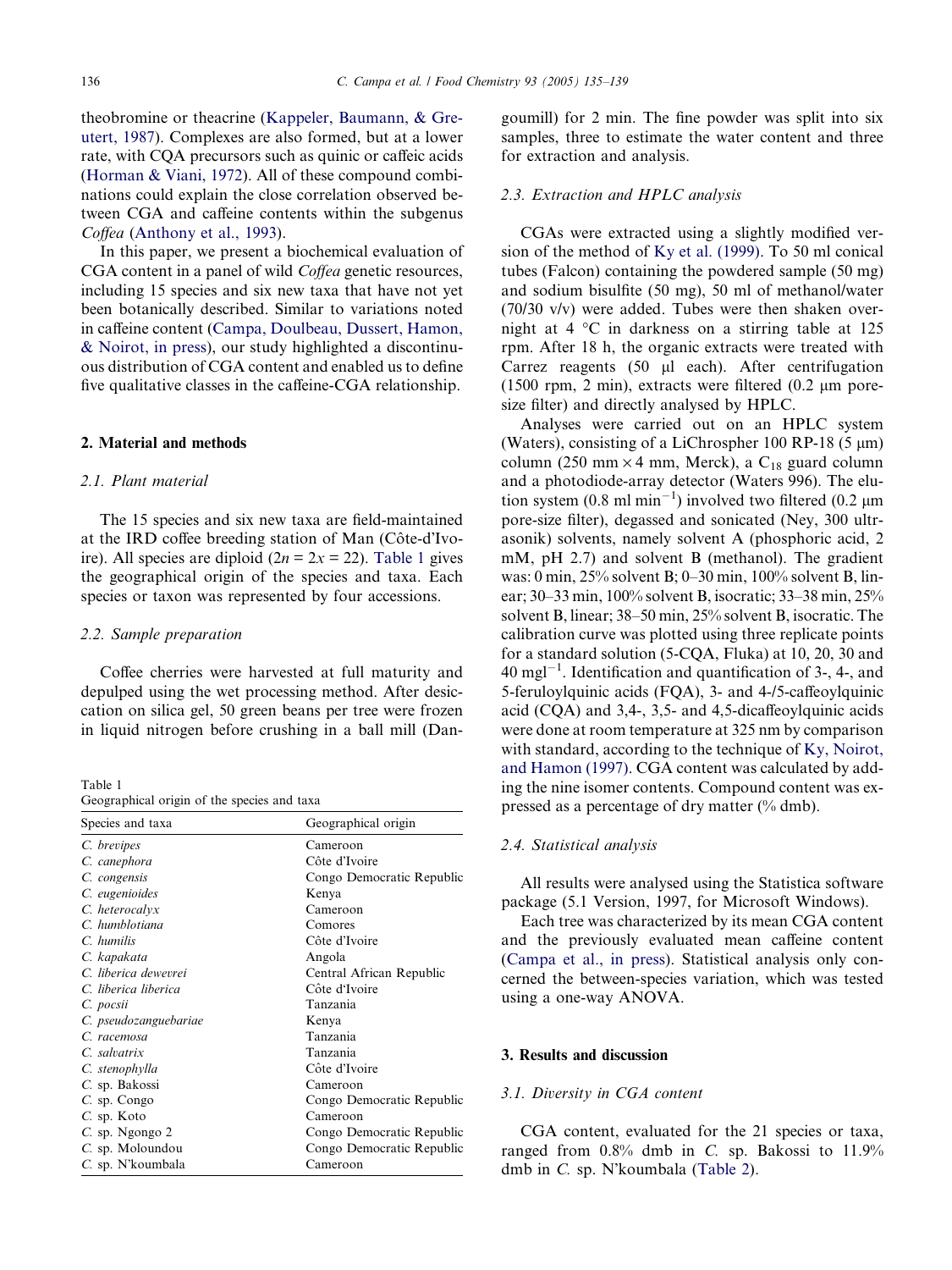theobromine or theacrine (Kappeler, Baumann, & Greutert, 1987). Complexes are also formed, but at a lower rate, with CQA precursors such as quinic or caffeic acids (Horman & Viani, 1972). All of these compound combinations could explain the close correlation observed between CGA and caffeine contents within the subgenus *Coffea* (Anthony et al., 1993).

In this paper, we present a biochemical evaluation of CGA content in a panel of wild *Coffea* genetic resources, including 15 species and six new taxa that have not yet been botanically described. Similar to variations noted in caffeine content (Campa, Doulbeau, Dussert, Hamon, & Noirot, in press), our study highlighted a discontinuous distribution of CGA content and enabled us to define five qualitative classes in the caffeine-CGA relationship.

## 2. Material and methods

### 2.1. Plant material

The 15 species and six new taxa are field-maintained at the IRD coffee breeding station of Man (Côte-d'Ivoire). All species are diploid ($2n = 2x = 22$). Table 1 gives the geographical origin of the species and taxa. Each species or taxon was represented by four accessions.

Table 1
Geographical origin of the species and taxa

| Species and taxa | Geographical origin |
|---|---|
| *C. brevipes* | Cameroon |
| *C. canephora* | Côte d'Ivoire |
| *C. congensis* | Congo Democratic Republic |
| *C. eugenioides* | Kenya |
| *C. heterocalyx* | Cameroon |
| *C. humblotiana* | Comores |
| *C. humilis* | Côte d'Ivoire |
| *C. kapakata* | Angola |
| *C. liberica dewevrei* | Central African Republic |
| *C. liberica liberica* | Côte d'Ivoire |
| *C. pocsii* | Tanzania |
| *C. pseudozanguebariae* | Kenya |
| *C. racemosa* | Tanzania |
| *C. salvatrix* | Tanzania |
| *C. stenophylla* | Côte d'Ivoire |
| *C.* sp. Bakossi | Cameroon |
| *C.* sp. Congo | Congo Democratic Republic |
| *C.* sp. Koto | Cameroon |
| *C.* sp. Ngongo 2 | Congo Democratic Republic |
| *C.* sp. Moloundou | Congo Democratic Republic |
| *C.* sp. N'koumbala | Cameroon |

### 2.2. Sample preparation

Coffee cherries were harvested at full maturity and depulped using the wet processing method. After desiccation on silica gel, 50 green beans per tree were frozen in liquid nitrogen before crushing in a ball mill (Dangoumill) for 2 min. The fine powder was split into six samples, three to estimate the water content and three for extraction and analysis.

### 2.3. Extraction and HPLC analysis

CGAs were extracted using a slightly modified version of the method of Ky et al. (1999). To 50 ml conical tubes (Falcon) containing the powdered sample (50 mg) and sodium bisulfite (50 mg), 50 ml of methanol/water (70/30 v/v) were added. Tubes were then shaken overnight at 4 °C in darkness on a stirring table at 125 rpm. After 18 h, the organic extracts were treated with Carrez reagents (50 μl each). After centrifugation (1500 rpm, 2 min), extracts were filtered (0.2 μm pore-size filter) and directly analysed by HPLC.

Analyses were carried out on an HPLC system (Waters), consisting of a LiChrospher 100 RP-18 (5 μm) column (250 mm × 4 mm, Merck), a $C_{18}$ guard column and a photodiode-array detector (Waters 996). The elution system (0.8 ml $\text{min}^{-1}$) involved two filtered (0.2 μm pore-size filter), degassed and sonicated (Ney, 300 ultrasonik) solvents, namely solvent A (phosphoric acid, 2 mM, pH 2.7) and solvent B (methanol). The gradient was: 0 min, 25% solvent B; 0–30 min, 100% solvent B, linear; 30–33 min, 100% solvent B, isocratic; 33–38 min, 25% solvent B, linear; 38–50 min, 25% solvent B, isocratic. The calibration curve was plotted using three replicate points for a standard solution (5-CQA, Fluka) at 10, 20, 30 and 40 $\text{mg}\,\text{l}^{-1}$. Identification and quantification of 3-, 4-, and 5-feruloylquinic acids (FQA), 3- and 4-/5-caffeoylquinic acid (CQA) and 3,4-, 3,5- and 4,5-dicaffeoylquinic acids were done at room temperature at 325 nm by comparison with standard, according to the technique of Ky, Noirot, and Hamon (1997). CGA content was calculated by adding the nine isomer contents. Compound content was expressed as a percentage of dry matter (% dmb).

### 2.4. Statistical analysis

All results were analysed using the Statistica software package (5.1 Version, 1997, for Microsoft Windows).

Each tree was characterized by its mean CGA content and the previously evaluated mean caffeine content (Campa et al., in press). Statistical analysis only concerned the between-species variation, which was tested using a one-way ANOVA.

## 3. Results and discussion

### 3.1. Diversity in CGA content

CGA content, evaluated for the 21 species or taxa, ranged from 0.8% dmb in *C.* sp. Bakossi to 11.9% dmb in *C.* sp. N'koumbala (Table 2).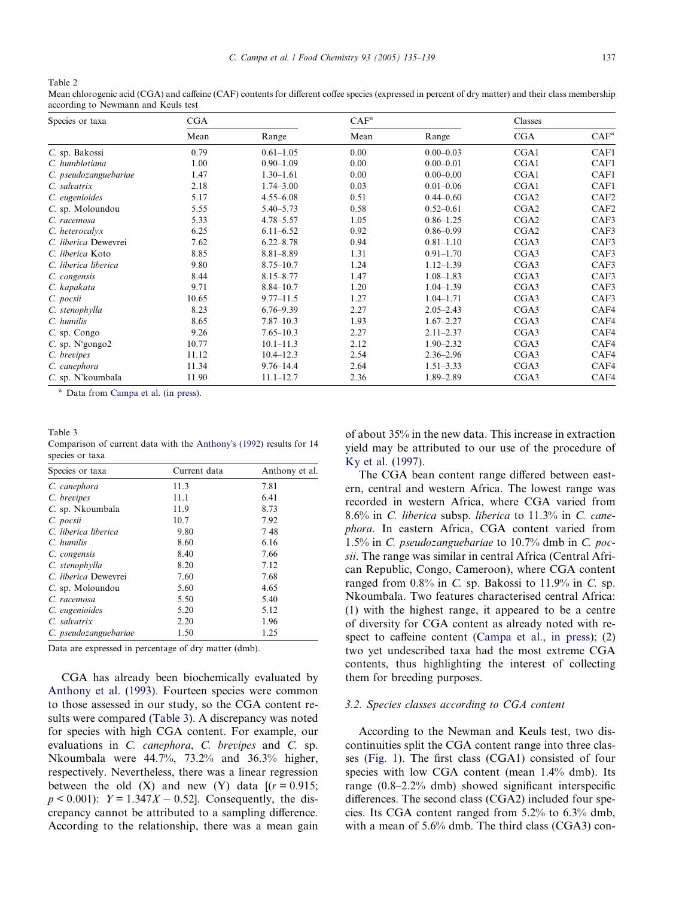Table 2
Mean chlorogenic acid (CGA) and caffeine (CAF) contents for different coffee species (expressed in percent of dry matter) and their class membership according to Newmann and Keuls test

| Species or taxa | CGA | | CAF[a] | | Classes | |
|---|---|---|---|---|---|---|
| | Mean | Range | Mean | Range | CGA | CAF[a] |
| *C.* sp. Bakossi | 0.79 | 0.61–1.05 | 0.00 | 0.00–0.03 | CGA1 | CAF1 |
| *C. humblotiana* | 1.00 | 0.90–1.09 | 0.00 | 0.00–0.01 | CGA1 | CAF1 |
| *C. pseudozanguebariae* | 1.47 | 1.30–1.61 | 0.00 | 0.00–0.00 | CGA1 | CAF1 |
| *C. salvatrix* | 2.18 | 1.74–3.00 | 0.03 | 0.01–0.06 | CGA1 | CAF1 |
| *C. eugenioides* | 5.17 | 4.55–6.08 | 0.51 | 0.44–0.60 | CGA2 | CAF2 |
| *C.* sp. Moloundou | 5.55 | 5.40–5.73 | 0.58 | 0.52–0.61 | CGA2 | CAF2 |
| *C. racemosa* | 5.33 | 4.78–5.57 | 1.05 | 0.86–1.25 | CGA2 | CAF3 |
| *C. heterocalyx* | 6.25 | 6.11–6.52 | 0.92 | 0.86–0.99 | CGA2 | CAF3 |
| *C. liberica* Dewevrei | 7.62 | 6.22–8.78 | 0.94 | 0.81–1.10 | CGA3 | CAF3 |
| *C. liberica* Koto | 8.85 | 8.81–8.89 | 1.31 | 0.91–1.70 | CGA3 | CAF3 |
| *C. liberica liberica* | 9.80 | 8.75–10.7 | 1.24 | 1.12–1.39 | CGA3 | CAF3 |
| *C. congensis* | 8.44 | 8.15–8.77 | 1.47 | 1.08–1.83 | CGA3 | CAF3 |
| *C. kapakata* | 9.71 | 8.84–10.7 | 1.20 | 1.04–1.39 | CGA3 | CAF3 |
| *C. pocsii* | 10.65 | 9.77–11.5 | 1.27 | 1.04–1.71 | CGA3 | CAF3 |
| *C. stenophylla* | 8.23 | 6.76–9.39 | 2.27 | 2.05–2.43 | CGA3 | CAF4 |
| *C. humilis* | 8.65 | 7.87–10.3 | 1.93 | 1.67–2.27 | CGA3 | CAF4 |
| *C.* sp. Congo | 9.26 | 7.65–10.3 | 2.27 | 2.11–2.37 | CGA3 | CAF4 |
| *C.* sp. N'gongo2 | 10.77 | 10.1–11.3 | 2.12 | 1.90–2.32 | CGA3 | CAF4 |
| *C. brevipes* | 11.12 | 10.4–12.3 | 2.54 | 2.36–2.96 | CGA3 | CAF4 |
| *C. canephora* | 11.34 | 9.76–14.4 | 2.64 | 1.51–3.33 | CGA3 | CAF4 |
| *C.* sp. N'koumbala | 11.90 | 11.1–12.7 | 2.36 | 1.89–2.89 | CGA3 | CAF4 |

[a] Data from Campa et al. (in press).

Table 3
Comparison of current data with the Anthony's (1992) results for 14 species or taxa

| Species or taxa | Current data | Anthony et al. |
|---|---|---|
| *C. canephora* | 11.3 | 7.81 |
| *C. brevipes* | 11.1 | 6.41 |
| *C.* sp. Nkoumbala | 11.9 | 8.73 |
| *C. pocsii* | 10.7 | 7.92 |
| *C. liberica liberica* | 9.80 | 7 48 |
| *C. humilis* | 8.60 | 6.16 |
| *C. congensis* | 8.40 | 7.66 |
| *C. stenophylla* | 8.20 | 7.12 |
| *C. liberica* Dewevrei | 7.60 | 7.68 |
| *C.* sp. Moloundou | 5.60 | 4.65 |
| *C. racemosa* | 5.50 | 5.40 |
| *C. eugenioides* | 5.20 | 5.12 |
| *C. salvatrix* | 2.20 | 1.96 |
| *C. pseudozanguebariae* | 1.50 | 1.25 |

Data are expressed in percentage of dry matter (dmb).

CGA has already been biochemically evaluated by Anthony et al. (1993). Fourteen species were common to those assessed in our study, so the CGA content results were compared (Table 3). A discrepancy was noted for species with high CGA content. For example, our evaluations in *C. canephora*, *C. brevipes* and *C.* sp. Nkoumbala were 44.7%, 73.2% and 36.3% higher, respectively. Nevertheless, there was a linear regression between the old (X) and new (Y) data [$(r = 0.915$; $p < 0.001)$: $Y = 1.347X - 0.52$]. Consequently, the discrepancy cannot be attributed to a sampling difference. According to the relationship, there was a mean gain of about 35% in the new data. This increase in extraction yield may be attributed to our use of the procedure of Ky et al. (1997).

The CGA bean content range differed between eastern, central and western Africa. The lowest range was recorded in western Africa, where CGA varied from 8.6% in *C. liberica* subsp. *liberica* to 11.3% in *C. canephora*. In eastern Africa, CGA content varied from 1.5% in *C. pseudozanguebariae* to 10.7% dmb in *C. pocsii*. The range was similar in central Africa (Central African Republic, Congo, Cameroon), where CGA content ranged from 0.8% in *C.* sp. Bakossi to 11.9% in *C.* sp. Nkoumbala. Two features characterised central Africa: (1) with the highest range, it appeared to be a centre of diversity for CGA content as already noted with respect to caffeine content (Campa et al., in press); (2) two yet undescribed taxa had the most extreme CGA contents, thus highlighting the interest of collecting them for breeding purposes.

### 3.2. Species classes according to CGA content

According to the Newman and Keuls test, two discontinuities split the CGA content range into three classes (Fig. 1). The first class (CGA1) consisted of four species with low CGA content (mean 1.4% dmb). Its range (0.8–2.2% dmb) showed significant interspecific differences. The second class (CGA2) included four species. Its CGA content ranged from 5.2% to 6.3% dmb, with a mean of 5.6% dmb. The third class (CGA3) con-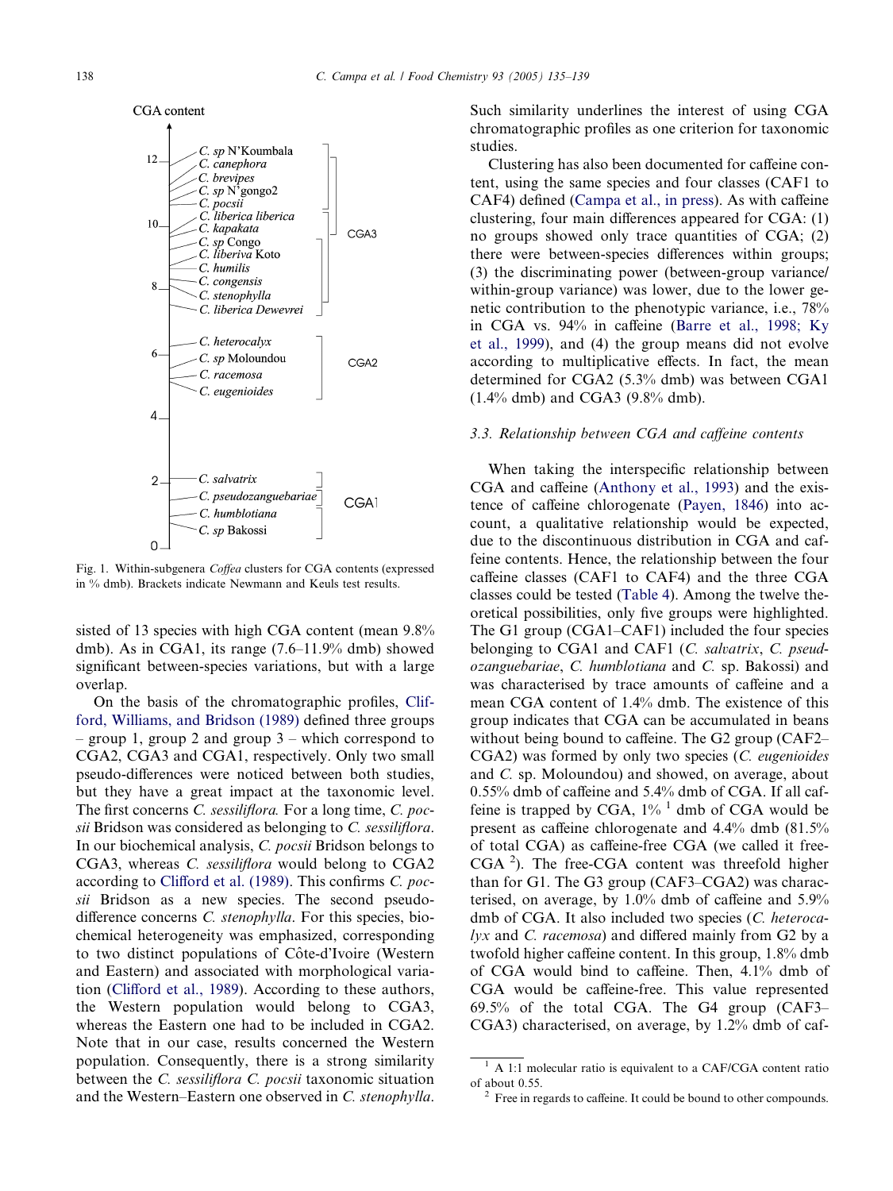Fig. 1. Within-subgenera *Coffea* clusters for CGA contents (expressed in % dmb). Brackets indicate Newmann and Keuls test results.

sisted of 13 species with high CGA content (mean 9.8% dmb). As in CGA1, its range (7.6–11.9% dmb) showed significant between-species variations, but with a large overlap.

On the basis of the chromatographic profiles, Clifford, Williams, and Bridson (1989) defined three groups – group 1, group 2 and group 3 – which correspond to CGA2, CGA3 and CGA1, respectively. Only two small pseudo-differences were noticed between both studies, but they have a great impact at the taxonomic level. The first concerns *C. sessiliflora.* For a long time, *C. pocsii* Bridson was considered as belonging to *C. sessiliflora*. In our biochemical analysis, *C. pocsii* Bridson belongs to CGA3, whereas *C. sessiliflora* would belong to CGA2 according to Clifford et al. (1989). This confirms *C. pocsii* Bridson as a new species. The second pseudo-difference concerns *C. stenophylla*. For this species, biochemical heterogeneity was emphasized, corresponding to two distinct populations of Côte-d'Ivoire (Western and Eastern) and associated with morphological variation (Clifford et al., 1989). According to these authors, the Western population would belong to CGA3, whereas the Eastern one had to be included in CGA2. Note that in our case, results concerned the Western population. Consequently, there is a strong similarity between the *C. sessiliflora C. pocsii* taxonomic situation and the Western–Eastern one observed in *C. stenophylla*. Such similarity underlines the interest of using CGA chromatographic profiles as one criterion for taxonomic studies.

Clustering has also been documented for caffeine content, using the same species and four classes (CAF1 to CAF4) defined (Campa et al., in press). As with caffeine clustering, four main differences appeared for CGA: (1) no groups showed only trace quantities of CGA; (2) there were between-species differences within groups; (3) the discriminating power (between-group variance/within-group variance) was lower, due to the lower genetic contribution to the phenotypic variance, i.e., 78% in CGA vs. 94% in caffeine (Barre et al., 1998; Ky et al., 1999), and (4) the group means did not evolve according to multiplicative effects. In fact, the mean determined for CGA2 (5.3% dmb) was between CGA1 (1.4% dmb) and CGA3 (9.8% dmb).

### 3.3. Relationship between CGA and caffeine contents

When taking the interspecific relationship between CGA and caffeine (Anthony et al., 1993) and the existence of caffeine chlorogenate (Payen, 1846) into account, a qualitative relationship would be expected, due to the discontinuous distribution in CGA and caffeine contents. Hence, the relationship between the four caffeine classes (CAF1 to CAF4) and the three CGA classes could be tested (Table 4). Among the twelve theoretical possibilities, only five groups were highlighted. The G1 group (CGA1–CAF1) included the four species belonging to CGA1 and CAF1 (*C. salvatrix*, *C. pseudozanguebariae*, *C. humblotiana* and *C.* sp. Bakossi) and was characterised by trace amounts of caffeine and a mean CGA content of 1.4% dmb. The existence of this group indicates that CGA can be accumulated in beans without being bound to caffeine. The G2 group (CAF2–CGA2) was formed by only two species (*C. eugenioides* and *C.* sp. Moloundou) and showed, on average, about 0.55% dmb of caffeine and 5.4% dmb of CGA. If all caffeine is trapped by CGA, 1% [1] dmb of CGA would be present as caffeine chlorogenate and 4.4% dmb (81.5% of total CGA) as caffeine-free CGA (we called it free-CGA [2]). The free-CGA content was threefold higher than for G1. The G3 group (CAF3–CGA2) was characterised, on average, by 1.0% dmb of caffeine and 5.9% dmb of CGA. It also included two species (*C. heterocalyx* and *C. racemosa*) and differed mainly from G2 by a twofold higher caffeine content. In this group, 1.8% dmb of CGA would bind to caffeine. Then, 4.1% dmb of CGA would be caffeine-free. This value represented 69.5% of the total CGA. The G4 group (CAF3–CGA3) characterised, on average, by 1.2% dmb of caf-

[1] A 1:1 molecular ratio is equivalent to a CAF/CGA content ratio of about 0.55.

[2] Free in regards to caffeine. It could be bound to other compounds.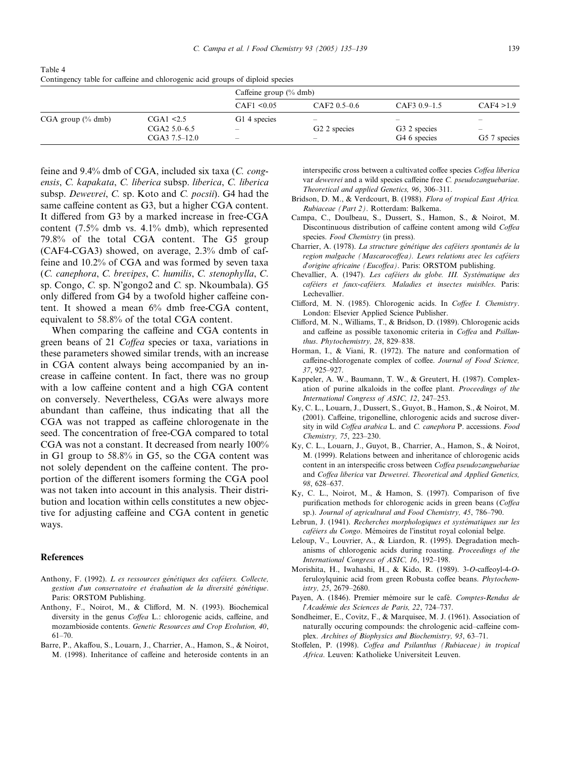Table 4
Contingency table for caffeine and chlorogenic acid groups of diploid species

| | | Caffeine group (% dmb) | | | |
|---|---|---|---|---|---|
| | | CAF1 <0.05 | CAF2 0.5–0.6 | CAF3 0.9–1.5 | CAF4 >1.9 |
| CGA group (% dmb) | CGA1 <2.5 | G1 4 species | – | – | – |
| | CGA2 5.0–6.5 | – | G2 2 species | G3 2 species | – |
| | CGA3 7.5–12.0 | – | – | G4 6 species | G5 7 species |

feine and 9.4% dmb of CGA, included six taxa (*C. congensis*, *C. kapakata*, *C. liberica* subsp. *liberica*, *C. liberica* subsp. *Dewevrei*, *C.* sp. Koto and *C. pocsii*). G4 had the same caffeine content as G3, but a higher CGA content. It differed from G3 by a marked increase in free-CGA content (7.5% dmb vs. 4.1% dmb), which represented 79.8% of the total CGA content. The G5 group (CAF4-CGA3) showed, on average, 2.3% dmb of caffeine and 10.2% of CGA and was formed by seven taxa (*C. canephora*, *C. brevipes*, *C. humilis*, *C. stenophylla*, *C.* sp. Congo, *C.* sp. N'gongo2 and *C.* sp. Nkoumbala). G5 only differed from G4 by a twofold higher caffeine content. It showed a mean 6% dmb free-CGA content, equivalent to 58.8% of the total CGA content.

When comparing the caffeine and CGA contents in green beans of 21 *Coffea* species or taxa, variations in these parameters showed similar trends, with an increase in CGA content always being accompanied by an increase in caffeine content. In fact, there was no group with a low caffeine content and a high CGA content on conversely. Nevertheless, CGAs were always more abundant than caffeine, thus indicating that all the CGA was not trapped as caffeine chlorogenate in the seed. The concentration of free-CGA compared to total CGA was not a constant. It decreased from nearly 100% in G1 group to 58.8% in G5, so the CGA content was not solely dependent on the caffeine content. The proportion of the different isomers forming the CGA pool was not taken into account in this analysis. Their distribution and location within cells constitutes a new objective for adjusting caffeine and CGA content in genetic ways.

## References

Anthony, F. (1992). *L es ressources génétiques des caféiers. Collecte, gestion d'un conservatoire et évaluation de la diversité génétique*. Paris: ORSTOM Publishing.

Anthony, F., Noirot, M., & Clifford, M. N. (1993). Biochemical diversity in the genus *Coffea* L.: chlorogenic acids, caffeine, and mozambioside contents. *Genetic Resources and Crop Evolution, 40*, 61–70.

Barre, P., Akaffou, S., Louarn, J., Charrier, A., Hamon, S., & Noirot, M. (1998). Inheritance of caffeine and heteroside contents in an interspecific cross between a cultivated coffee species *Coffea liberica* var *dewevrei* and a wild species caffeine free *C. pseudozanguebariae*. *Theoretical and applied Genetics, 96*, 306–311.

Bridson, D. M., & Verdcourt, B. (1988). *Flora of tropical East Africa. Rubiaceae (Part 2)*. Rotterdam: Balkema.

Campa, C., Doulbeau, S., Dussert, S., Hamon, S., & Noirot, M. Discontinuous distribution of caffeine content among wild *Coffea* species. *Food Chemistry* (in press).

Charrier, A. (1978). *La structure génétique des caféiers spontanés de la region malgache (Mascarocoffea). Leurs relations avec les caféiers d'origine africaine (Eucoffea)*. Paris: ORSTOM publishing.

Chevallier, A. (1947). *Les caféiers du globe. III. Systématique des caféiers et faux-caféiers. Maladies et insectes nuisibles*. Paris: Lechevallier.

Clifford, M. N. (1985). Chlorogenic acids. In *Coffee I. Chemistry*. London: Elsevier Applied Science Publisher.

Clifford, M. N., Williams, T., & Bridson, D. (1989). Chlorogenic acids and caffeine as possible taxonomic criteria in *Coffea* and *Psillanthus*. *Phytochemistry, 28*, 829–838.

Horman, I., & Viani, R. (1972). The nature and conformation of caffeine-chlorogenate complex of coffee. *Journal of Food Science, 37*, 925–927.

Kappeler, A. W., Baumann, T. W., & Greutert, H. (1987). Complexation of purine alkaloids in the coffee plant. *Proceedings of the International Congress of ASIC, 12*, 247–253.

Ky, C. L., Louarn, J., Dussert, S., Guyot, B., Hamon, S., & Noirot, M. (2001). Caffeine, trigonelline, chlorogenic acids and sucrose diversity in wild *Coffea arabica* L. and *C. canephora* P. accessions. *Food Chemistry, 75*, 223–230.

Ky, C. L., Louarn, J., Guyot, B., Charrier, A., Hamon, S., & Noirot, M. (1999). Relations between and inheritance of chlorogenic acids content in an interspecific cross between *Coffea pseudozanguebariae* and *Coffea liberica* var *Dewevrei*. *Theoretical and Applied Genetics, 98*, 628–637.

Ky, C. L., Noirot, M., & Hamon, S. (1997). Comparison of five purification methods for chlorogenic acids in green beans (*Coffea* sp.). *Journal of agricultural and Food Chemistry, 45*, 786–790.

Lebrun, J. (1941). *Recherches morphologiques et systématiques sur les caféiers du Congo*. Mémoires de l'institut royal colonial belge.

Leloup, V., Louvrier, A., & Liardon, R. (1995). Degradation mechanisms of chlorogenic acids during roasting. *Proceedings of the International Congress of ASIC, 16*, 192–198.

Morishita, H., Iwahashi, H., & Kido, R. (1989). 3-*O*-caffeoyl-4-*O*-feruloylquinic acid from green Robusta coffee beans. *Phytochemistry, 25*, 2679–2680.

Payen, A. (1846). Premier mémoire sur le café. *Comptes-Rendus de l'Académie des Sciences de Paris, 22*, 724–737.

Sondheimer, E., Covitz, F., & Marquisee, M. J. (1961). Association of naturally occuring compounds: the chrologenic acid–caffeine complex. *Archives of Biophysics and Biochemistry, 93*, 63–71.

Stoffelen, P. (1998). *Coffea and Psilanthus (Rubiaceae) in tropical Africa*. Leuven: Katholieke Universiteit Leuven.